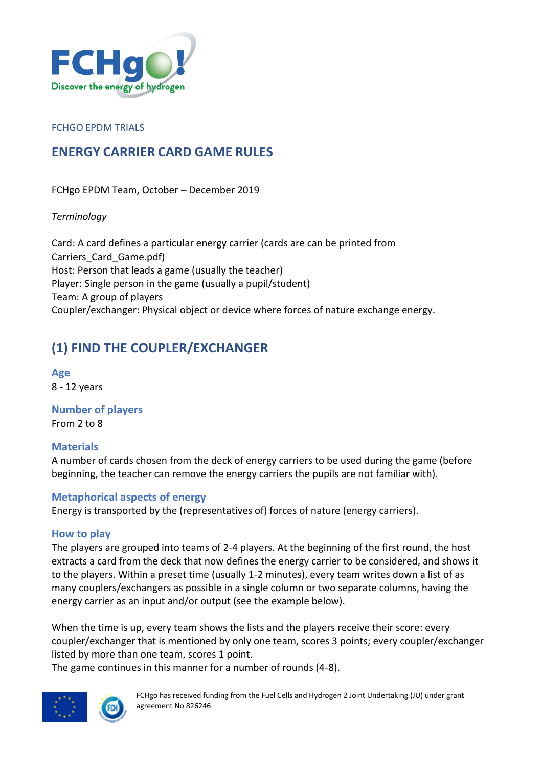FCHGO EPDM TRIALS

# ENERGY CARRIER CARD GAME RULES

FCHgo EPDM Team, October – December 2019

*Terminology*

Card: A card defines a particular energy carrier (cards are can be printed from Carriers_Card_Game.pdf)
Host: Person that leads a game (usually the teacher)
Player: Single person in the game (usually a pupil/student)
Team: A group of players
Coupler/exchanger: Physical object or device where forces of nature exchange energy.

## (1) FIND THE COUPLER/EXCHANGER

### Age

8 - 12 years

### Number of players

From 2 to 8

### Materials

A number of cards chosen from the deck of energy carriers to be used during the game (before beginning, the teacher can remove the energy carriers the pupils are not familiar with).

### Metaphorical aspects of energy

Energy is transported by the (representatives of) forces of nature (energy carriers).

### How to play

The players are grouped into teams of 2-4 players. At the beginning of the first round, the host extracts a card from the deck that now defines the energy carrier to be considered, and shows it to the players. Within a preset time (usually 1-2 minutes), every team writes down a list of as many couplers/exchangers as possible in a single column or two separate columns, having the energy carrier as an input and/or output (see the example below).

When the time is up, every team shows the lists and the players receive their score: every coupler/exchanger that is mentioned by only one team, scores 3 points; every coupler/exchanger listed by more than one team, scores 1 point.
The game continues in this manner for a number of rounds (4-8).

FCHgo has received funding from the Fuel Cells and Hydrogen 2 Joint Undertaking (JU) under grant agreement No 826246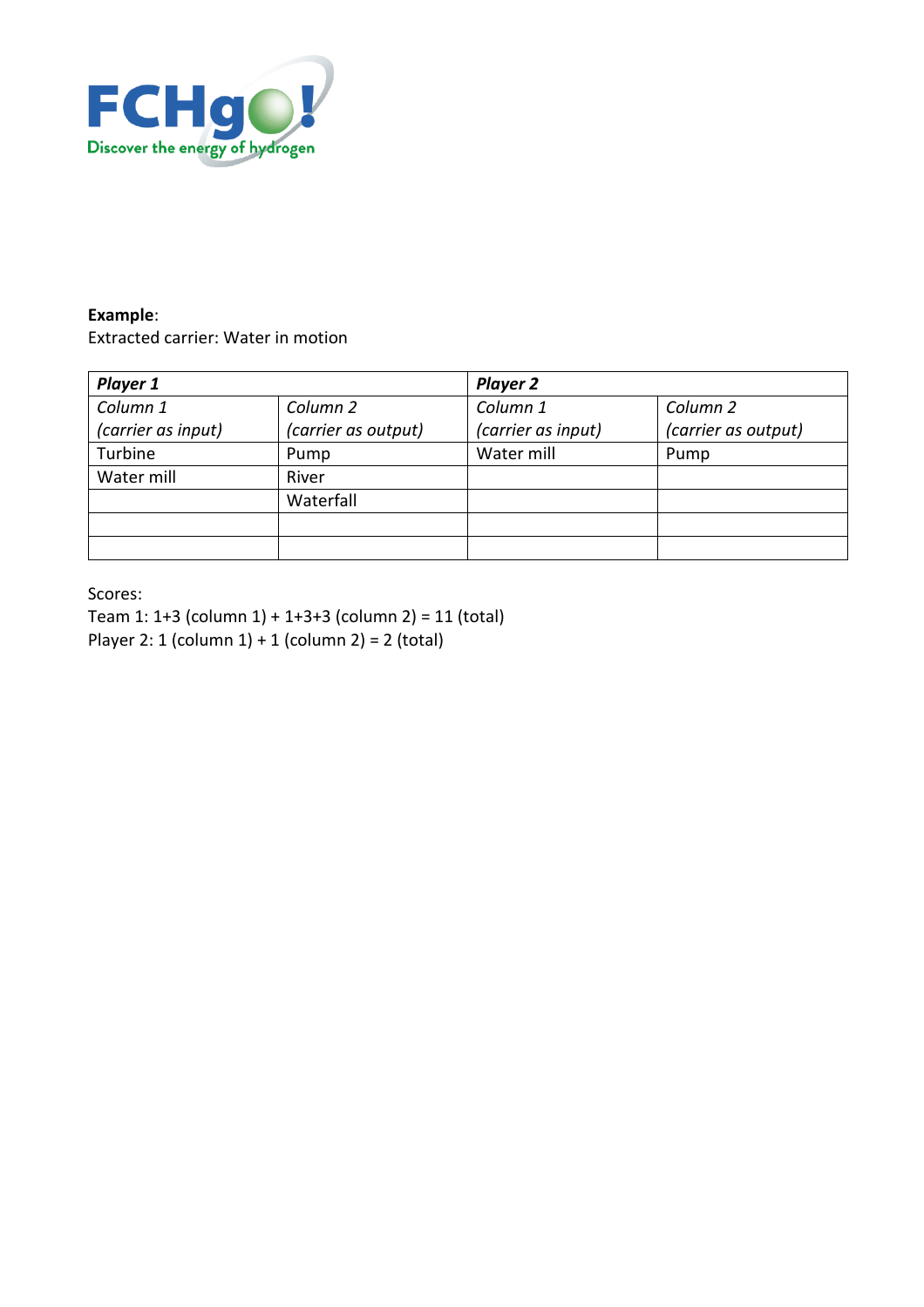**Example**:
Extracted carrier: Water in motion

| ***Player 1*** | | ***Player 2*** | |
|---|---|---|---|
| *Column 1 (carrier as input)* | *Column 2 (carrier as output)* | *Column 1 (carrier as input)* | *Column 2 (carrier as output)* |
| Turbine | Pump | Water mill | Pump |
| Water mill | River | | |
| | Waterfall | | |
| | | | |
| | | | |

Scores:
Team 1: 1+3 (column 1) + 1+3+3 (column 2) = 11 (total)
Player 2: 1 (column 1) + 1 (column 2) = 2 (total)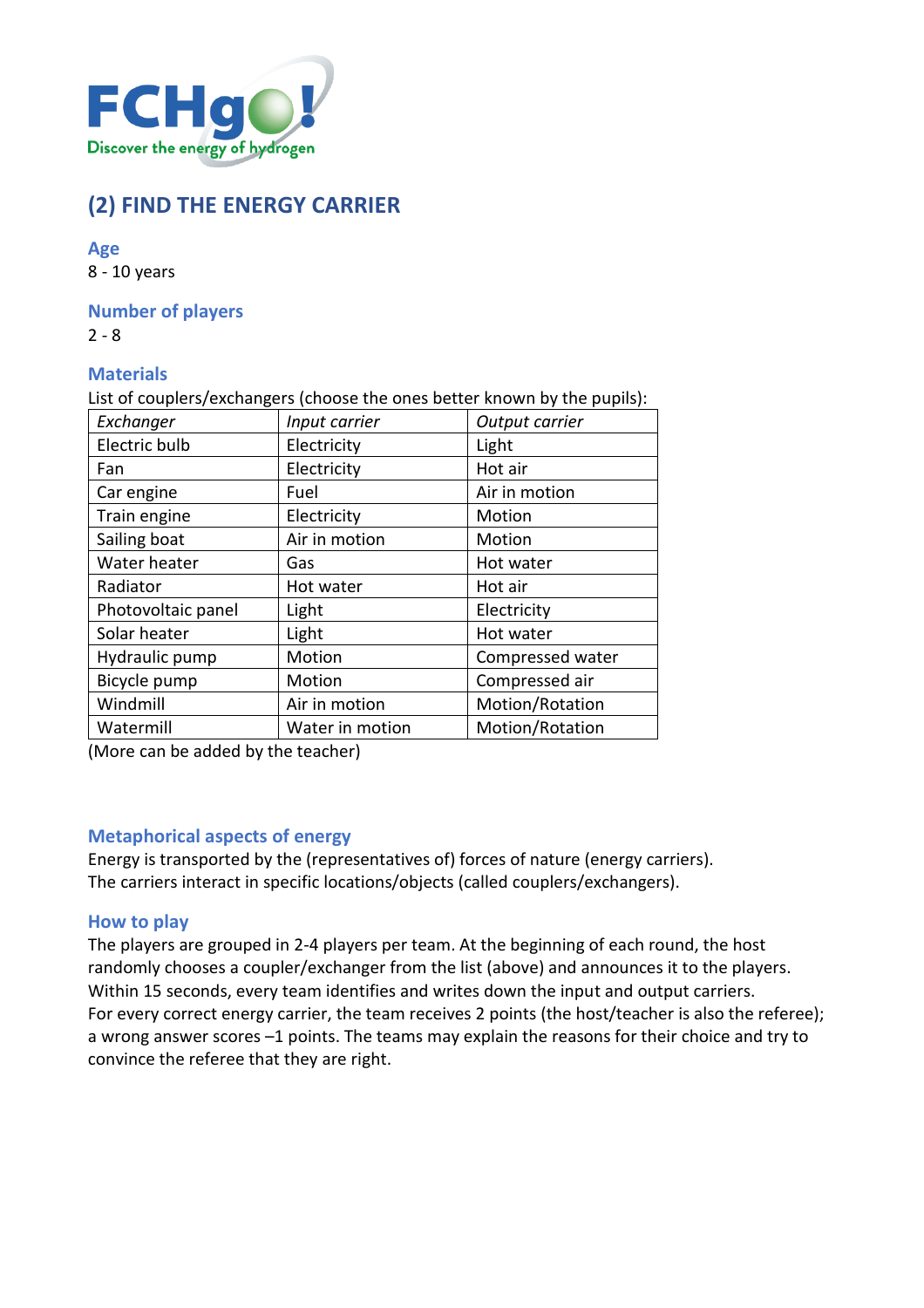FCHgo!
Discover the energy of hydrogen

## (2) FIND THE ENERGY CARRIER

### Age

8 - 10 years

### Number of players

2 - 8

### Materials

List of couplers/exchangers (choose the ones better known by the pupils):

| *Exchanger* | *Input carrier* | *Output carrier* |
|---|---|---|
| Electric bulb | Electricity | Light |
| Fan | Electricity | Hot air |
| Car engine | Fuel | Air in motion |
| Train engine | Electricity | Motion |
| Sailing boat | Air in motion | Motion |
| Water heater | Gas | Hot water |
| Radiator | Hot water | Hot air |
| Photovoltaic panel | Light | Electricity |
| Solar heater | Light | Hot water |
| Hydraulic pump | Motion | Compressed water |
| Bicycle pump | Motion | Compressed air |
| Windmill | Air in motion | Motion/Rotation |
| Watermill | Water in motion | Motion/Rotation |

(More can be added by the teacher)

### Metaphorical aspects of energy

Energy is transported by the (representatives of) forces of nature (energy carriers).
The carriers interact in specific locations/objects (called couplers/exchangers).

### How to play

The players are grouped in 2-4 players per team. At the beginning of each round, the host randomly chooses a coupler/exchanger from the list (above) and announces it to the players. Within 15 seconds, every team identifies and writes down the input and output carriers.
For every correct energy carrier, the team receives 2 points (the host/teacher is also the referee); a wrong answer scores –1 points. The teams may explain the reasons for their choice and try to convince the referee that they are right.